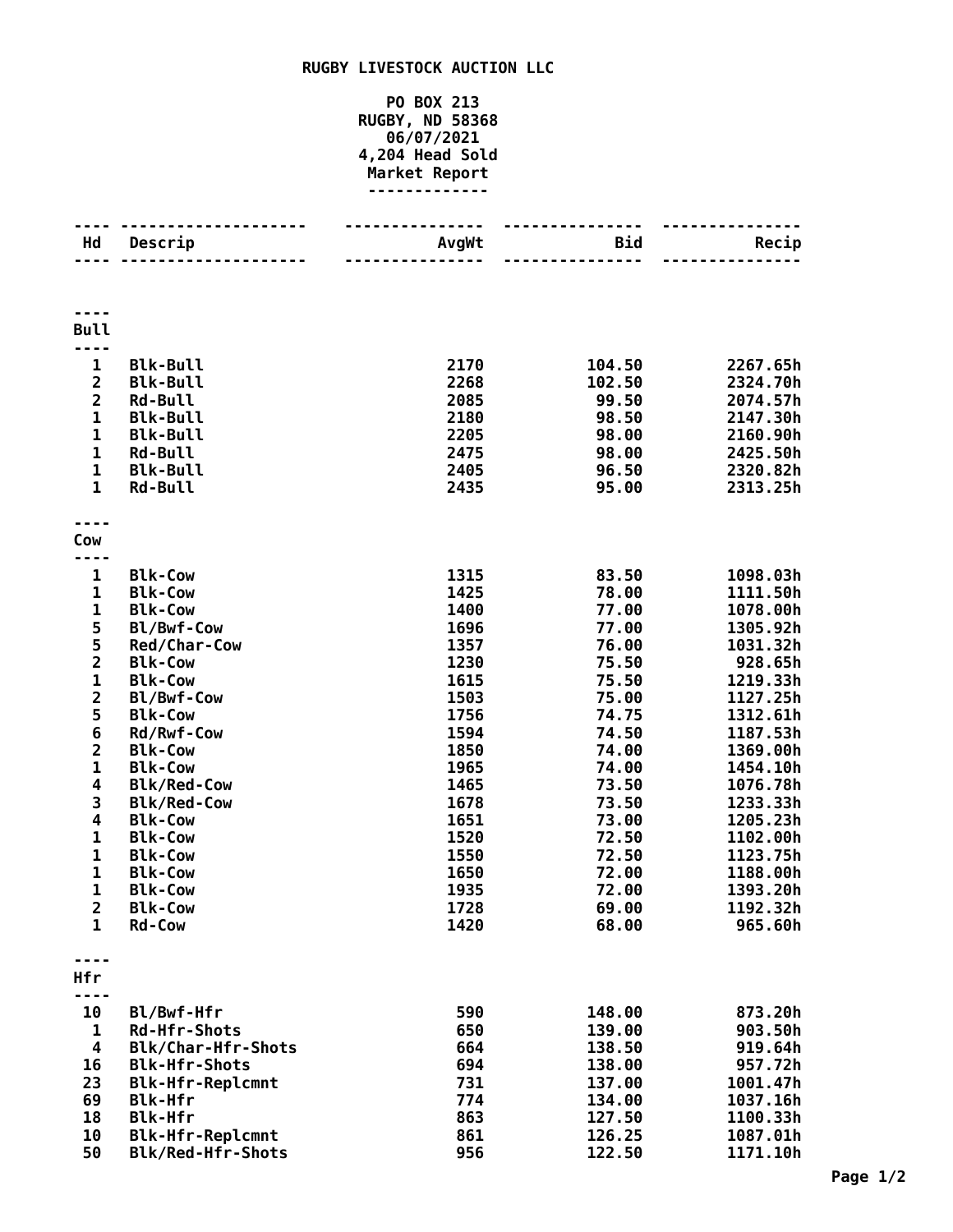**RUGBY LIVESTOCK AUCTION LLC**

**PO BOX 213**
**RUGBY, ND 58368**
**06/07/2021**
**4,204 Head Sold**
**Market Report**

| Hd | Descrip | AvgWt | Bid | Recip |
|---|---|---|---|---|
| **Bull** | | | | |
| 1 | Blk-Bull | 2170 | 104.50 | 2267.65h |
| 2 | Blk-Bull | 2268 | 102.50 | 2324.70h |
| 2 | Rd-Bull | 2085 | 99.50 | 2074.57h |
| 1 | Blk-Bull | 2180 | 98.50 | 2147.30h |
| 1 | Blk-Bull | 2205 | 98.00 | 2160.90h |
| 1 | Rd-Bull | 2475 | 98.00 | 2425.50h |
| 1 | Blk-Bull | 2405 | 96.50 | 2320.82h |
| 1 | Rd-Bull | 2435 | 95.00 | 2313.25h |
| **Cow** | | | | |
| 1 | Blk-Cow | 1315 | 83.50 | 1098.03h |
| 1 | Blk-Cow | 1425 | 78.00 | 1111.50h |
| 1 | Blk-Cow | 1400 | 77.00 | 1078.00h |
| 5 | Bl/Bwf-Cow | 1696 | 77.00 | 1305.92h |
| 5 | Red/Char-Cow | 1357 | 76.00 | 1031.32h |
| 2 | Blk-Cow | 1230 | 75.50 | 928.65h |
| 1 | Blk-Cow | 1615 | 75.50 | 1219.33h |
| 2 | Bl/Bwf-Cow | 1503 | 75.00 | 1127.25h |
| 5 | Blk-Cow | 1756 | 74.75 | 1312.61h |
| 6 | Rd/Rwf-Cow | 1594 | 74.50 | 1187.53h |
| 2 | Blk-Cow | 1850 | 74.00 | 1369.00h |
| 1 | Blk-Cow | 1965 | 74.00 | 1454.10h |
| 4 | Blk/Red-Cow | 1465 | 73.50 | 1076.78h |
| 3 | Blk/Red-Cow | 1678 | 73.50 | 1233.33h |
| 4 | Blk-Cow | 1651 | 73.00 | 1205.23h |
| 1 | Blk-Cow | 1520 | 72.50 | 1102.00h |
| 1 | Blk-Cow | 1550 | 72.50 | 1123.75h |
| 1 | Blk-Cow | 1650 | 72.00 | 1188.00h |
| 1 | Blk-Cow | 1935 | 72.00 | 1393.20h |
| 2 | Blk-Cow | 1728 | 69.00 | 1192.32h |
| 1 | Rd-Cow | 1420 | 68.00 | 965.60h |
| **Hfr** | | | | |
| 10 | Bl/Bwf-Hfr | 590 | 148.00 | 873.20h |
| 1 | Rd-Hfr-Shots | 650 | 139.00 | 903.50h |
| 4 | Blk/Char-Hfr-Shots | 664 | 138.50 | 919.64h |
| 16 | Blk-Hfr-Shots | 694 | 138.00 | 957.72h |
| 23 | Blk-Hfr-Replcmnt | 731 | 137.00 | 1001.47h |
| 69 | Blk-Hfr | 774 | 134.00 | 1037.16h |
| 18 | Blk-Hfr | 863 | 127.50 | 1100.33h |
| 10 | Blk-Hfr-Replcmnt | 861 | 126.25 | 1087.01h |
| 50 | Blk/Red-Hfr-Shots | 956 | 122.50 | 1171.10h |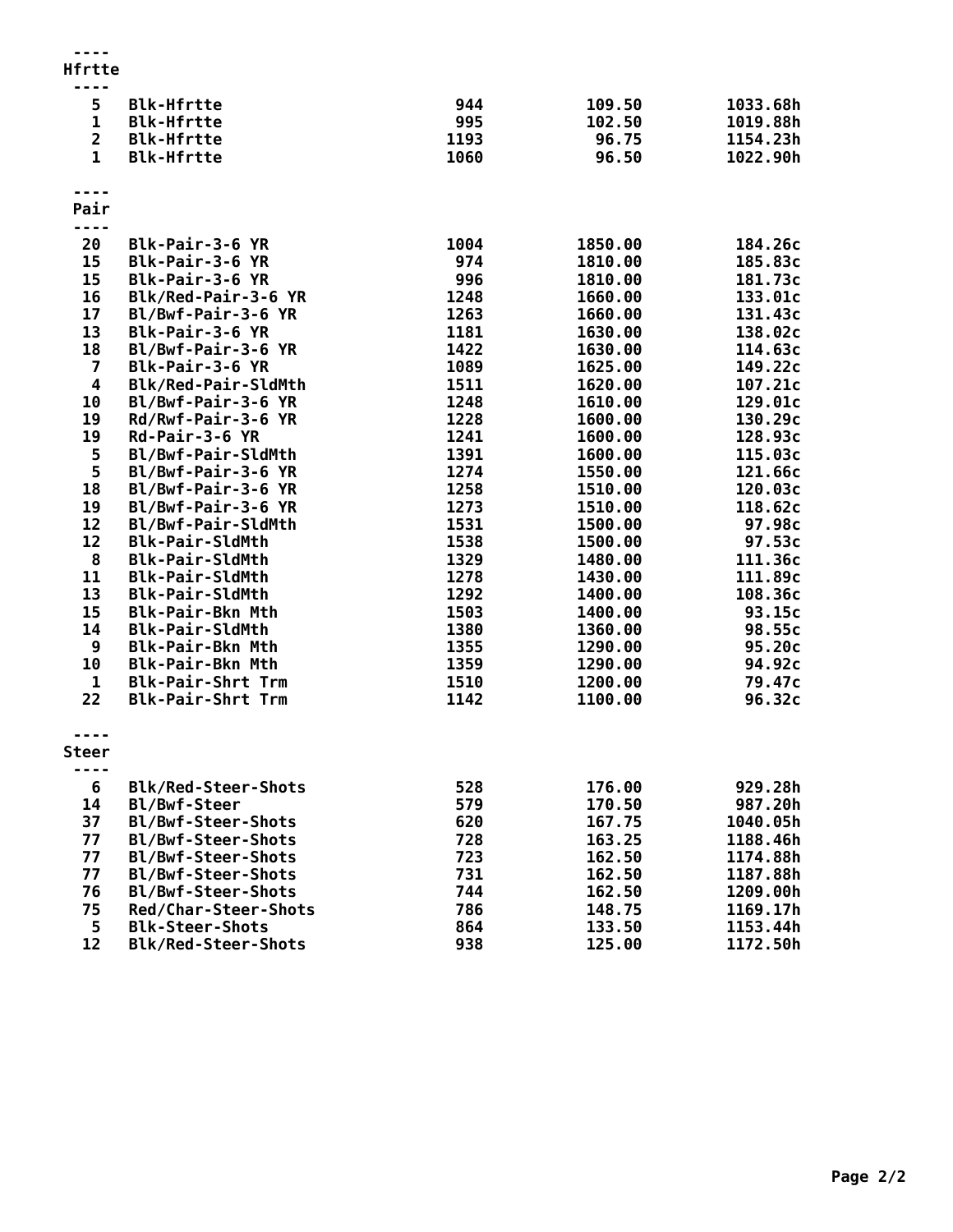## Hfrtte

| | | | | |
|---|---|---|---|---|
| 5 | Blk-Hfrtte | 944 | 109.50 | 1033.68h |
| 1 | Blk-Hfrtte | 995 | 102.50 | 1019.88h |
| 2 | Blk-Hfrtte | 1193 | 96.75 | 1154.23h |
| 1 | Blk-Hfrtte | 1060 | 96.50 | 1022.90h |

## Pair

| | | | | |
|---|---|---|---|---|
| 20 | Blk-Pair-3-6 YR | 1004 | 1850.00 | 184.26c |
| 15 | Blk-Pair-3-6 YR | 974 | 1810.00 | 185.83c |
| 15 | Blk-Pair-3-6 YR | 996 | 1810.00 | 181.73c |
| 16 | Blk/Red-Pair-3-6 YR | 1248 | 1660.00 | 133.01c |
| 17 | Bl/Bwf-Pair-3-6 YR | 1263 | 1660.00 | 131.43c |
| 13 | Blk-Pair-3-6 YR | 1181 | 1630.00 | 138.02c |
| 18 | Bl/Bwf-Pair-3-6 YR | 1422 | 1630.00 | 114.63c |
| 7 | Blk-Pair-3-6 YR | 1089 | 1625.00 | 149.22c |
| 4 | Blk/Red-Pair-SldMth | 1511 | 1620.00 | 107.21c |
| 10 | Bl/Bwf-Pair-3-6 YR | 1248 | 1610.00 | 129.01c |
| 19 | Rd/Rwf-Pair-3-6 YR | 1228 | 1600.00 | 130.29c |
| 19 | Rd-Pair-3-6 YR | 1241 | 1600.00 | 128.93c |
| 5 | Bl/Bwf-Pair-SldMth | 1391 | 1600.00 | 115.03c |
| 5 | Bl/Bwf-Pair-3-6 YR | 1274 | 1550.00 | 121.66c |
| 18 | Bl/Bwf-Pair-3-6 YR | 1258 | 1510.00 | 120.03c |
| 19 | Bl/Bwf-Pair-3-6 YR | 1273 | 1510.00 | 118.62c |
| 12 | Bl/Bwf-Pair-SldMth | 1531 | 1500.00 | 97.98c |
| 12 | Blk-Pair-SldMth | 1538 | 1500.00 | 97.53c |
| 8 | Blk-Pair-SldMth | 1329 | 1480.00 | 111.36c |
| 11 | Blk-Pair-SldMth | 1278 | 1430.00 | 111.89c |
| 13 | Blk-Pair-SldMth | 1292 | 1400.00 | 108.36c |
| 15 | Blk-Pair-Bkn Mth | 1503 | 1400.00 | 93.15c |
| 14 | Blk-Pair-SldMth | 1380 | 1360.00 | 98.55c |
| 9 | Blk-Pair-Bkn Mth | 1355 | 1290.00 | 95.20c |
| 10 | Blk-Pair-Bkn Mth | 1359 | 1290.00 | 94.92c |
| 1 | Blk-Pair-Shrt Trm | 1510 | 1200.00 | 79.47c |
| 22 | Blk-Pair-Shrt Trm | 1142 | 1100.00 | 96.32c |

## Steer

| | | | | |
|---|---|---|---|---|
| 6 | Blk/Red-Steer-Shots | 528 | 176.00 | 929.28h |
| 14 | Bl/Bwf-Steer | 579 | 170.50 | 987.20h |
| 37 | Bl/Bwf-Steer-Shots | 620 | 167.75 | 1040.05h |
| 77 | Bl/Bwf-Steer-Shots | 728 | 163.25 | 1188.46h |
| 77 | Bl/Bwf-Steer-Shots | 723 | 162.50 | 1174.88h |
| 77 | Bl/Bwf-Steer-Shots | 731 | 162.50 | 1187.88h |
| 76 | Bl/Bwf-Steer-Shots | 744 | 162.50 | 1209.00h |
| 75 | Red/Char-Steer-Shots | 786 | 148.75 | 1169.17h |
| 5 | Blk-Steer-Shots | 864 | 133.50 | 1153.44h |
| 12 | Blk/Red-Steer-Shots | 938 | 125.00 | 1172.50h |